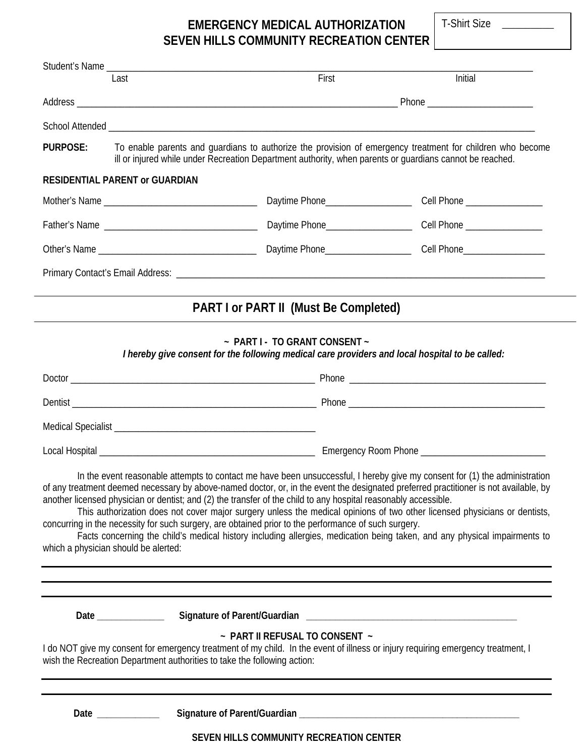# EMERGENCY MEDICAL AUTHORIZATION
# SEVEN HILLS COMMUNITY RECREATION CENTER

T-Shirt Size __________

Student's Name ______________________________________________________________________________
Last                                                                 First                                                   Initial

Address ____________________________________________________________ Phone ____________________

School Attended _______________________________________________________________________________

**PURPOSE:** To enable parents and guardians to authorize the provision of emergency treatment for children who become ill or injured while under Recreation Department authority, when parents or guardians cannot be reached.

**RESIDENTIAL PARENT or GUARDIAN**

Mother's Name ______________________________ Daytime Phone_________________ Cell Phone ________________

Father's Name ______________________________ Daytime Phone_________________ Cell Phone ________________

Other's Name _______________________________ Daytime Phone_________________ Cell Phone_________________

Primary Contact's Email Address: ______________________________________________________________________

## PART I or PART II (Must Be Completed)

**~ PART I - TO GRANT CONSENT ~**

***I hereby give consent for the following medical care providers and local hospital to be called:***

Doctor ______________________________________________ Phone ____________________________________

Dentist ______________________________________________ Phone ____________________________________

Medical Specialist ______________________________________

Local Hospital __________________________________________ Emergency Room Phone _________________________

In the event reasonable attempts to contact me have been unsuccessful, I hereby give my consent for (1) the administration of any treatment deemed necessary by above-named doctor, or, in the event the designated preferred practitioner is not available, by another licensed physician or dentist; and (2) the transfer of the child to any hospital reasonably accessible.

This authorization does not cover major surgery unless the medical opinions of two other licensed physicians or dentists, concurring in the necessity for such surgery, are obtained prior to the performance of such surgery.

Facts concerning the child's medical history including allergies, medication being taken, and any physical impairments to which a physician should be alerted:

_____________________________________________________________________________________________

_____________________________________________________________________________________________

_____________________________________________________________________________________________

**Date** ______________ **Signature of Parent/Guardian** ____________________________________________

**~ PART II REFUSAL TO CONSENT ~**

I do NOT give my consent for emergency treatment of my child. In the event of illness or injury requiring emergency treatment, I wish the Recreation Department authorities to take the following action:

_____________________________________________________________________________________________

_____________________________________________________________________________________________

**Date** _____________ **Signature of Parent/Guardian** ______________________________________________

**SEVEN HILLS COMMUNITY RECREATION CENTER**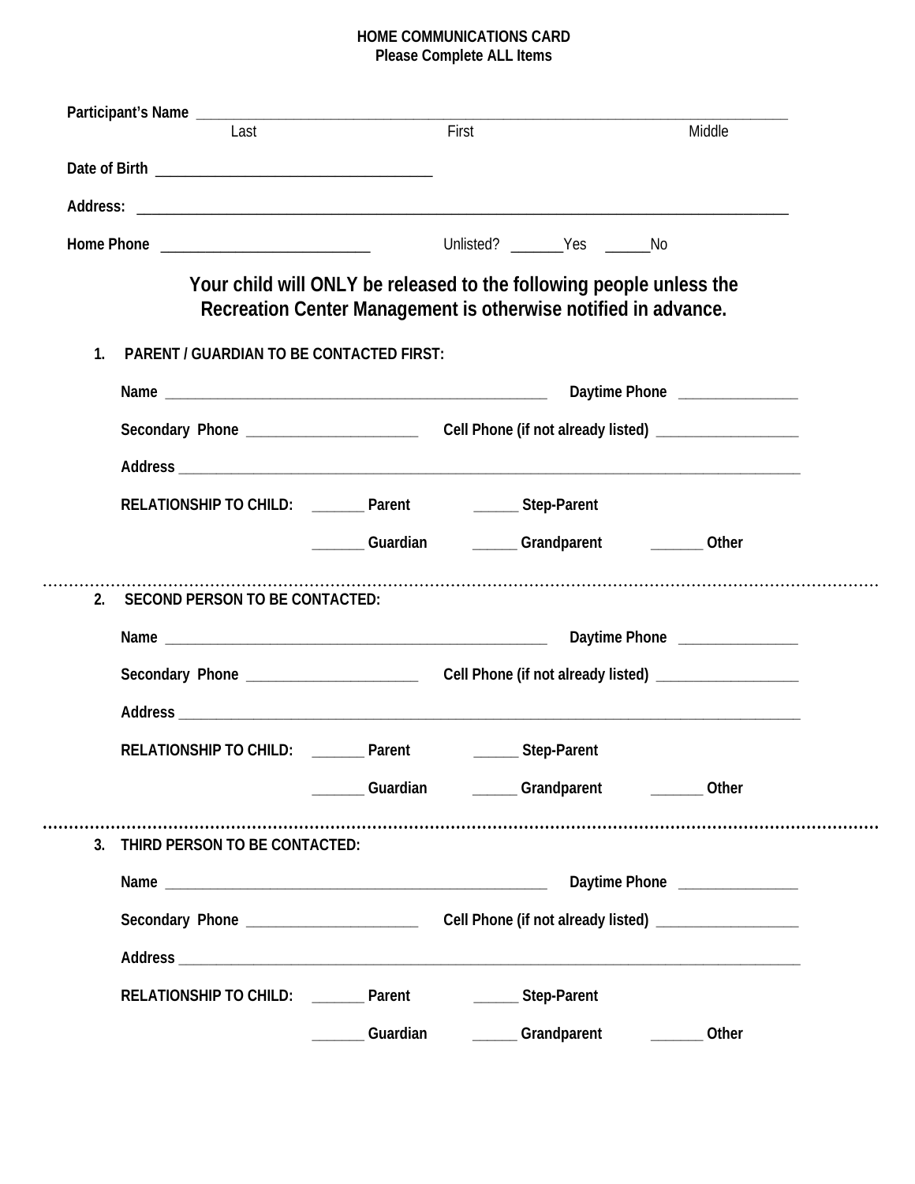**HOME COMMUNICATIONS CARD**
**Please Complete ALL Items**

**Participant's Name** ______________________________________________________________________
Last First Middle

**Date of Birth** ______________________________

**Address:** ______________________________________________________________________

**Home Phone** ________________________ Unlisted? _______Yes ______No

## Your child will ONLY be released to the following people unless the Recreation Center Management is otherwise notified in advance.

1. **PARENT / GUARDIAN TO BE CONTACTED FIRST:**

**Name** ____________________________________________ **Daytime Phone** _______________

**Secondary Phone** ______________________ **Cell Phone (if not already listed)** __________________

**Address** ______________________________________________________________________

**RELATIONSHIP TO CHILD:** _______ **Parent** ______ **Step-Parent**

_______ **Guardian** ______ **Grandparent** _______ **Other**

2. **SECOND PERSON TO BE CONTACTED:**

**Name** ____________________________________________ **Daytime Phone** _______________

**Secondary Phone** ______________________ **Cell Phone (if not already listed)** __________________

**Address** ______________________________________________________________________

**RELATIONSHIP TO CHILD:** _______ **Parent** ______ **Step-Parent**

_______ **Guardian** ______ **Grandparent** _______ **Other**

3. **THIRD PERSON TO BE CONTACTED:**

**Name** ____________________________________________ **Daytime Phone** _______________

**Secondary Phone** ______________________ **Cell Phone (if not already listed)** __________________

**Address** ______________________________________________________________________

**RELATIONSHIP TO CHILD:** _______ **Parent** ______ **Step-Parent**

_______ **Guardian** ______ **Grandparent** _______ **Other**